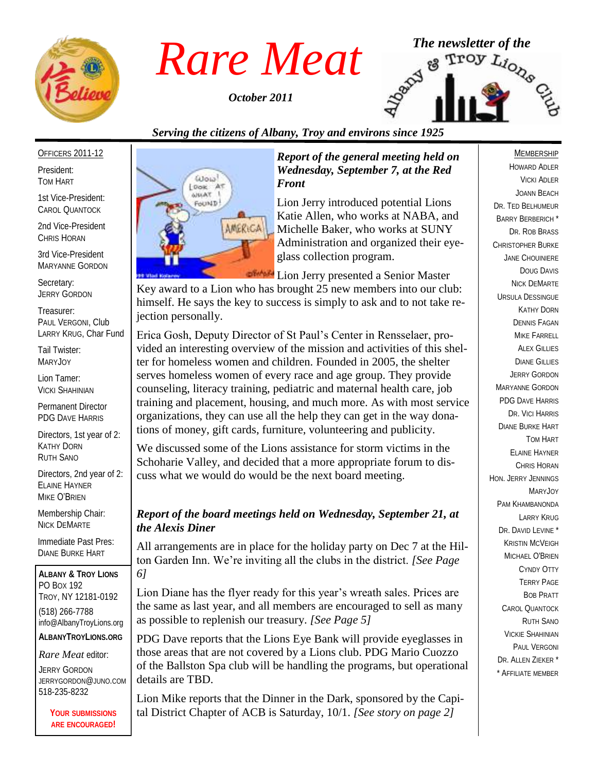# Rare Meat

*October 2011*

*The newsletter of the* Albany & Troy Lions Club

*Serving the citizens of Albany, Troy and environs since 1925*

OFFICERS 2011-12

President:
TOM HART

1st Vice-President:
CAROL QUANTOCK

2nd Vice-President
CHRIS HORAN

3rd Vice-President
MARYANNE GORDON

Secretary:
JERRY GORDON

Treasurer:
PAUL VERGONI, Club
LARRY KRUG, Char Fund

Tail Twister:
MARYJOY

Lion Tamer:
VICKI SHAHINIAN

Permanent Director
PDG DAVE HARRIS

Directors, 1st year of 2:
KATHY DORN
RUTH SANO

Directors, 2nd year of 2:
ELAINE HAYNER
MIKE O'BRIEN

Membership Chair:
NICK DEMARTE

Immediate Past Pres:
DIANE BURKE HART

**ALBANY & TROY LIONS**
PO BOX 192
TROY, NY 12181-0192
(518) 266-7788
info@AlbanyTroyLions.org
**ALBANYTROYLIONS.ORG**

*Rare Meat* editor:
JERRY GORDON
JERRYGORDON@JUNO.COM
518-235-8232

**YOUR SUBMISSIONS ARE ENCOURAGED!**

### *Report of the general meeting held on Wednesday, September 7, at the Red Front*

Lion Jerry introduced potential Lions Katie Allen, who works at NABA, and Michelle Baker, who works at SUNY Administration and organized their eye-glass collection program.

Lion Jerry presented a Senior Master Key award to a Lion who has brought 25 new members into our club: himself. He says the key to success is simply to ask and to not take rejection personally.

Erica Gosh, Deputy Director of St Paul's Center in Rensselaer, provided an interesting overview of the mission and activities of this shelter for homeless women and children. Founded in 2005, the shelter serves homeless women of every race and age group. They provide counseling, literacy training, pediatric and maternal health care, job training and placement, housing, and much more. As with most service organizations, they can use all the help they can get in the way donations of money, gift cards, furniture, volunteering and publicity.

We discussed some of the Lions assistance for storm victims in the Schoharie Valley, and decided that a more appropriate forum to discuss what we would do would be the next board meeting.

### *Report of the board meetings held on Wednesday, September 21, at the Alexis Diner*

All arrangements are in place for the holiday party on Dec 7 at the Hilton Garden Inn. We're inviting all the clubs in the district. *[See Page 6]*

Lion Diane has the flyer ready for this year's wreath sales. Prices are the same as last year, and all members are encouraged to sell as many as possible to replenish our treasury. *[See Page 5]*

PDG Dave reports that the Lions Eye Bank will provide eyeglasses in those areas that are not covered by a Lions club. PDG Mario Cuozzo of the Ballston Spa club will be handling the programs, but operational details are TBD.

Lion Mike reports that the Dinner in the Dark, sponsored by the Capital District Chapter of ACB is Saturday, 10/1. *[See story on page 2]*

MEMBERSHIP

HOWARD ADLER
VICKI ADLER
JOANN BEACH
DR. TED BELHUMEUR
BARRY BERBERICH *
DR. ROB BRASS
CHRISTOPHER BURKE
JANE CHOUINIERE
DOUG DAVIS
NICK DEMARTE
URSULA DESSINGUE
KATHY DORN
DENNIS FAGAN
MIKE FARRELL
ALEX GILLIES
DIANE GILLIES
JERRY GORDON
MARYANNE GORDON
PDG DAVE HARRIS
DR. VICI HARRIS
DIANE BURKE HART
TOM HART
ELAINE HAYNER
CHRIS HORAN
HON. JERRY JENNINGS
MARYJOY
PAM KHAMBANONDA
LARRY KRUG
DR. DAVID LEVINE *
KRISTIN MCVEIGH
MICHAEL O'BRIEN
CYNDY OTTY
TERRY PAGE
BOB PRATT
CAROL QUANTOCK
RUTH SANO
VICKIE SHAHINIAN
PAUL VERGONI
DR. ALLEN ZIEKER *
* AFFILIATE MEMBER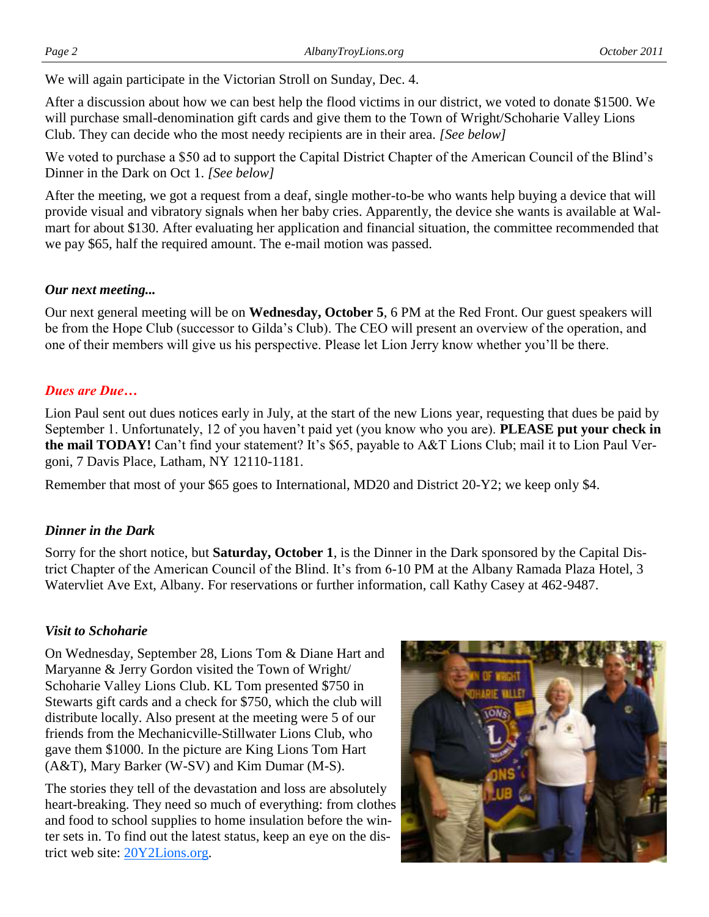We will again participate in the Victorian Stroll on Sunday, Dec. 4.

After a discussion about how we can best help the flood victims in our district, we voted to donate $1500. We will purchase small-denomination gift cards and give them to the Town of Wright/Schoharie Valley Lions Club. They can decide who the most needy recipients are in their area. *[See below]*

We voted to purchase a $50 ad to support the Capital District Chapter of the American Council of the Blind's Dinner in the Dark on Oct 1. *[See below]*

After the meeting, we got a request from a deaf, single mother-to-be who wants help buying a device that will provide visual and vibratory signals when her baby cries. Apparently, the device she wants is available at Walmart for about $130. After evaluating her application and financial situation, the committee recommended that we pay $65, half the required amount. The e-mail motion was passed.

### *Our next meeting...*

Our next general meeting will be on **Wednesday, October 5**, 6 PM at the Red Front. Our guest speakers will be from the Hope Club (successor to Gilda's Club). The CEO will present an overview of the operation, and one of their members will give us his perspective. Please let Lion Jerry know whether you'll be there.

### *Dues are Due…*

Lion Paul sent out dues notices early in July, at the start of the new Lions year, requesting that dues be paid by September 1. Unfortunately, 12 of you haven't paid yet (you know who you are). **PLEASE put your check in the mail TODAY!** Can't find your statement? It's $65, payable to A&T Lions Club; mail it to Lion Paul Vergoni, 7 Davis Place, Latham, NY 12110-1181.

Remember that most of your $65 goes to International, MD20 and District 20-Y2; we keep only $4.

### *Dinner in the Dark*

Sorry for the short notice, but **Saturday, October 1**, is the Dinner in the Dark sponsored by the Capital District Chapter of the American Council of the Blind. It's from 6-10 PM at the Albany Ramada Plaza Hotel, 3 Watervliet Ave Ext, Albany. For reservations or further information, call Kathy Casey at 462-9487.

### *Visit to Schoharie*

On Wednesday, September 28, Lions Tom & Diane Hart and Maryanne & Jerry Gordon visited the Town of Wright/Schoharie Valley Lions Club. KL Tom presented $750 in Stewarts gift cards and a check for $750, which the club will distribute locally. Also present at the meeting were 5 of our friends from the Mechanicville-Stillwater Lions Club, who gave them $1000. In the picture are King Lions Tom Hart (A&T), Mary Barker (W-SV) and Kim Dumar (M-S).

The stories they tell of the devastation and loss are absolutely heart-breaking. They need so much of everything: from clothes and food to school supplies to home insulation before the winter sets in. To find out the latest status, keep an eye on the district web site: 20Y2Lions.org.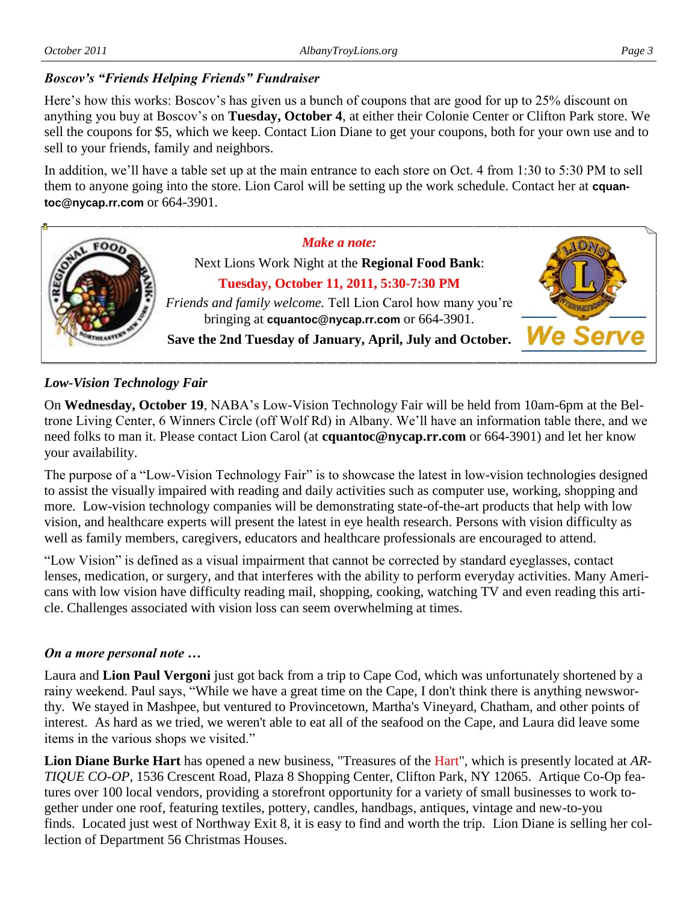### *Boscov's "Friends Helping Friends" Fundraiser*

Here's how this works: Boscov's has given us a bunch of coupons that are good for up to 25% discount on anything you buy at Boscov's on **Tuesday, October 4**, at either their Colonie Center or Clifton Park store. We sell the coupons for $5, which we keep. Contact Lion Diane to get your coupons, both for your own use and to sell to your friends, family and neighbors.

In addition, we'll have a table set up at the main entrance to each store on Oct. 4 from 1:30 to 5:30 PM to sell them to anyone going into the store. Lion Carol will be setting up the work schedule. Contact her at **cquantoc@nycap.rr.com** or 664-3901.

*Make a note:*

Next Lions Work Night at the **Regional Food Bank**:

**Tuesday, October 11, 2011, 5:30-7:30 PM**

*Friends and family welcome.* Tell Lion Carol how many you're bringing at **cquantoc@nycap.rr.com** or 664-3901.

**Save the 2nd Tuesday of January, April, July and October.**

We Serve

### *Low-Vision Technology Fair*

On **Wednesday, October 19**, NABA's Low-Vision Technology Fair will be held from 10am-6pm at the Beltrone Living Center, 6 Winners Circle (off Wolf Rd) in Albany. We'll have an information table there, and we need folks to man it. Please contact Lion Carol (at **cquantoc@nycap.rr.com** or 664-3901) and let her know your availability.

The purpose of a "Low-Vision Technology Fair" is to showcase the latest in low-vision technologies designed to assist the visually impaired with reading and daily activities such as computer use, working, shopping and more. Low-vision technology companies will be demonstrating state-of-the-art products that help with low vision, and healthcare experts will present the latest in eye health research. Persons with vision difficulty as well as family members, caregivers, educators and healthcare professionals are encouraged to attend.

"Low Vision" is defined as a visual impairment that cannot be corrected by standard eyeglasses, contact lenses, medication, or surgery, and that interferes with the ability to perform everyday activities. Many Americans with low vision have difficulty reading mail, shopping, cooking, watching TV and even reading this article. Challenges associated with vision loss can seem overwhelming at times.

### *On a more personal note …*

Laura and **Lion Paul Vergoni** just got back from a trip to Cape Cod, which was unfortunately shortened by a rainy weekend. Paul says, "While we have a great time on the Cape, I don't think there is anything newsworthy. We stayed in Mashpee, but ventured to Provincetown, Martha's Vineyard, Chatham, and other points of interest. As hard as we tried, we weren't able to eat all of the seafood on the Cape, and Laura did leave some items in the various shops we visited."

**Lion Diane Burke Hart** has opened a new business, "Treasures of the Hart", which is presently located at *ARTIQUE CO-OP*, 1536 Crescent Road, Plaza 8 Shopping Center, Clifton Park, NY 12065. Artique Co-Op features over 100 local vendors, providing a storefront opportunity for a variety of small businesses to work together under one roof, featuring textiles, pottery, candles, handbags, antiques, vintage and new-to-you finds. Located just west of Northway Exit 8, it is easy to find and worth the trip. Lion Diane is selling her collection of Department 56 Christmas Houses.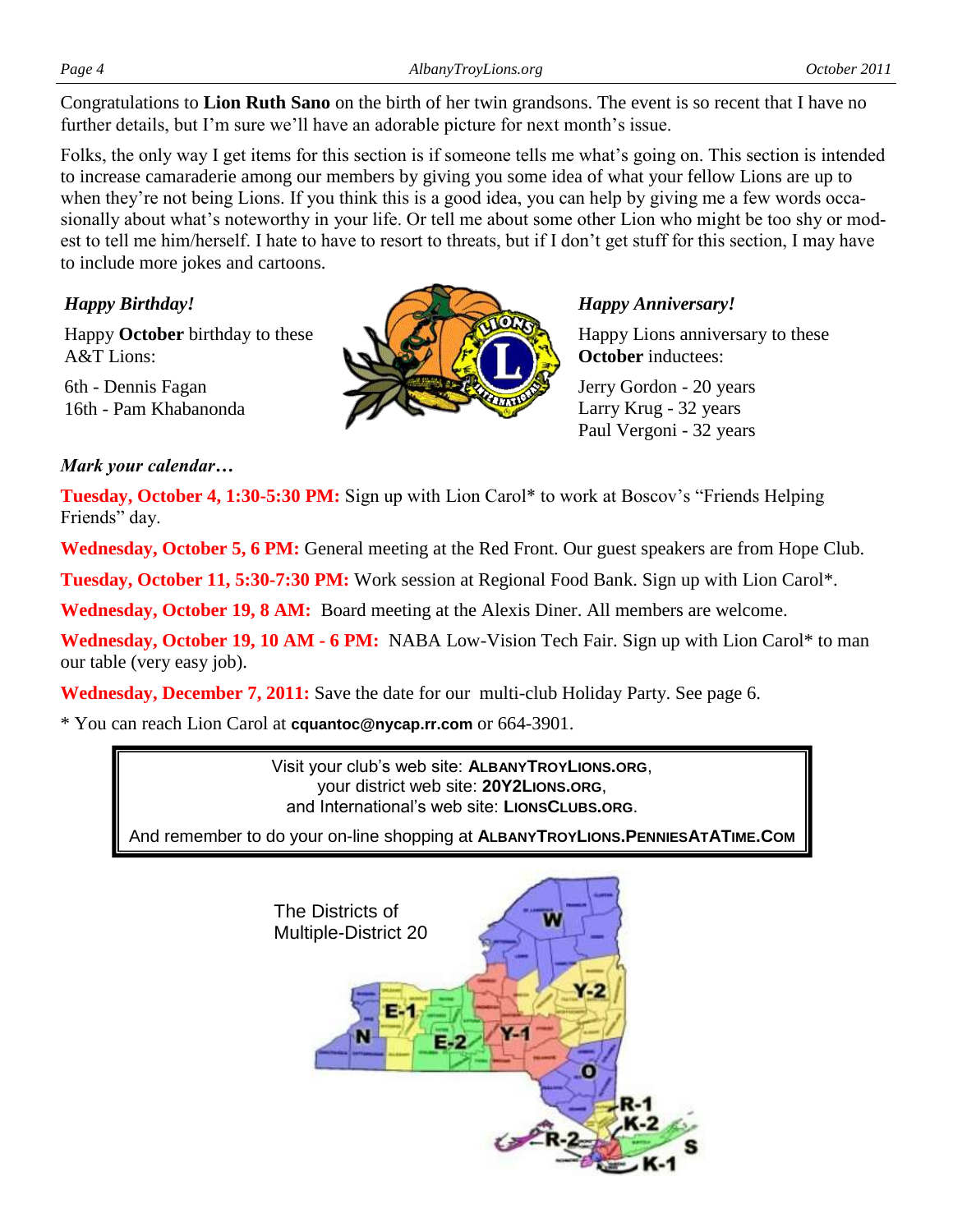Congratulations to **Lion Ruth Sano** on the birth of her twin grandsons. The event is so recent that I have no further details, but I'm sure we'll have an adorable picture for next month's issue.

Folks, the only way I get items for this section is if someone tells me what's going on. This section is intended to increase camaraderie among our members by giving you some idea of what your fellow Lions are up to when they're not being Lions. If you think this is a good idea, you can help by giving me a few words occasionally about what's noteworthy in your life. Or tell me about some other Lion who might be too shy or modest to tell me him/herself. I hate to have to resort to threats, but if I don't get stuff for this section, I may have to include more jokes and cartoons.

***Happy Birthday!***

Happy **October** birthday to these A&T Lions:

6th - Dennis Fagan
16th - Pam Khabanonda

***Happy Anniversary!***

Happy Lions anniversary to these **October** inductees:

Jerry Gordon - 20 years
Larry Krug - 32 years
Paul Vergoni - 32 years

***Mark your calendar…***

**Tuesday, October 4, 1:30-5:30 PM:** Sign up with Lion Carol* to work at Boscov's "Friends Helping Friends" day.

**Wednesday, October 5, 6 PM:** General meeting at the Red Front. Our guest speakers are from Hope Club.

**Tuesday, October 11, 5:30-7:30 PM:** Work session at Regional Food Bank. Sign up with Lion Carol*.

**Wednesday, October 19, 8 AM:** Board meeting at the Alexis Diner. All members are welcome.

**Wednesday, October 19, 10 AM - 6 PM:** NABA Low-Vision Tech Fair. Sign up with Lion Carol* to man our table (very easy job).

**Wednesday, December 7, 2011:** Save the date for our multi-club Holiday Party. See page 6.

* You can reach Lion Carol at **cquantoc@nycap.rr.com** or 664-3901.

Visit your club's web site: **ALBANYTROYLIONS.ORG**,
your district web site: **20Y2LIONS.ORG**,
and International's web site: **LIONSCLUBS.ORG**.

And remember to do your on-line shopping at **ALBANYTROYLIONS.PENNIESATATIME.COM**

The Districts of
Multiple-District 20

W
Y-2
E-1
N
E-2
Y-1
O
R-1
K-2
R-2
S
K-1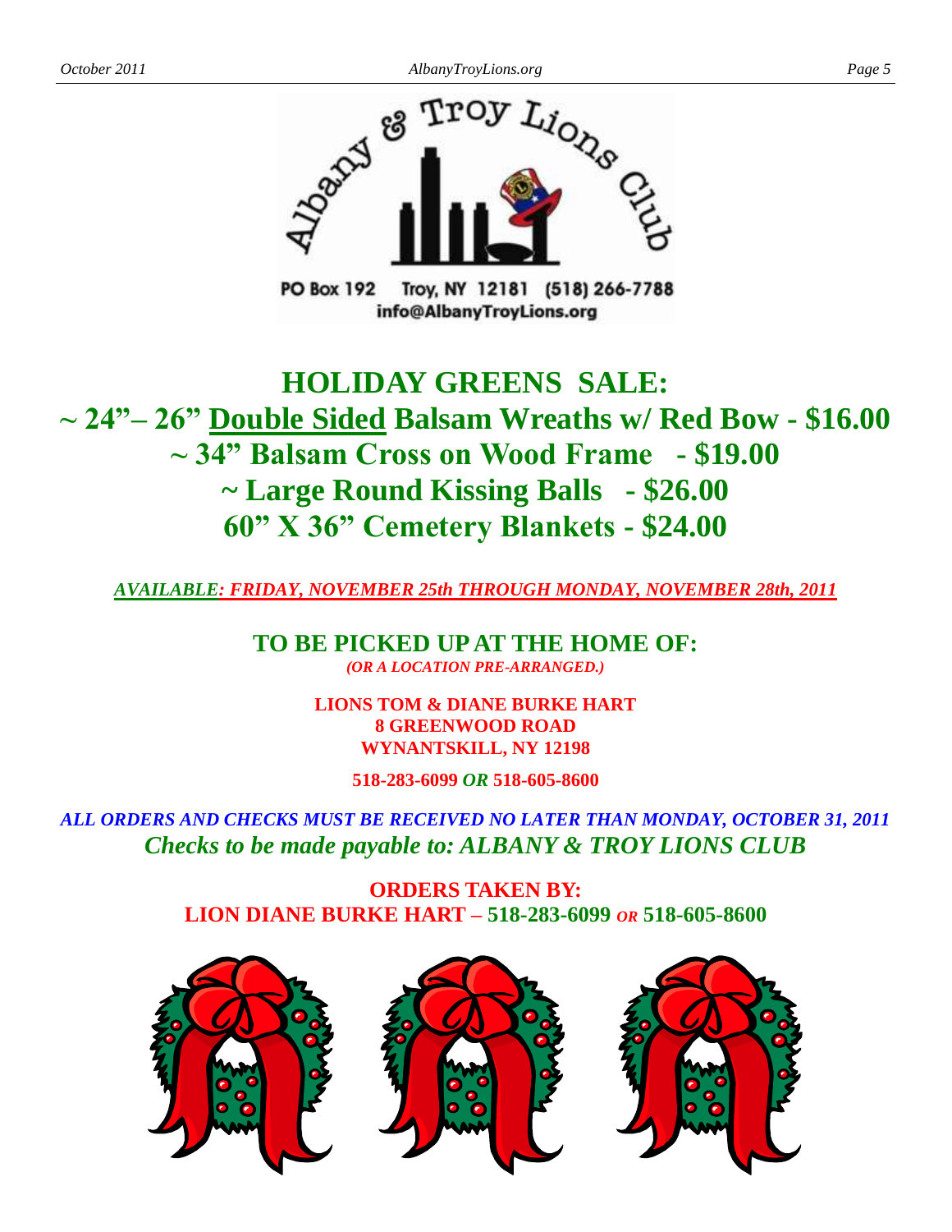PO Box 192 Troy, NY 12181 (518) 266-7788
info@AlbanyTroyLions.org

# HOLIDAY GREENS SALE:

## ~ 24"– 26" Double Sided Balsam Wreaths w/ Red Bow - $16.00
## ~ 34" Balsam Cross on Wood Frame - $19.00
## ~ Large Round Kissing Balls - $26.00
## 60" X 36" Cemetery Blankets - $24.00

***AVAILABLE: FRIDAY, NOVEMBER 25th THROUGH MONDAY, NOVEMBER 28th, 2011***

**TO BE PICKED UP AT THE HOME OF:**
***(OR A LOCATION PRE-ARRANGED.)***

**LIONS TOM & DIANE BURKE HART**
**8 GREENWOOD ROAD**
**WYNANTSKILL, NY 12198**

**518-283-6099 *OR* 518-605-8600**

***ALL ORDERS AND CHECKS MUST BE RECEIVED NO LATER THAN MONDAY, OCTOBER 31, 2011***
***Checks to be made payable to: ALBANY & TROY LIONS CLUB***

**ORDERS TAKEN BY:**
**LION DIANE BURKE HART – 518-283-6099 *OR* 518-605-8600**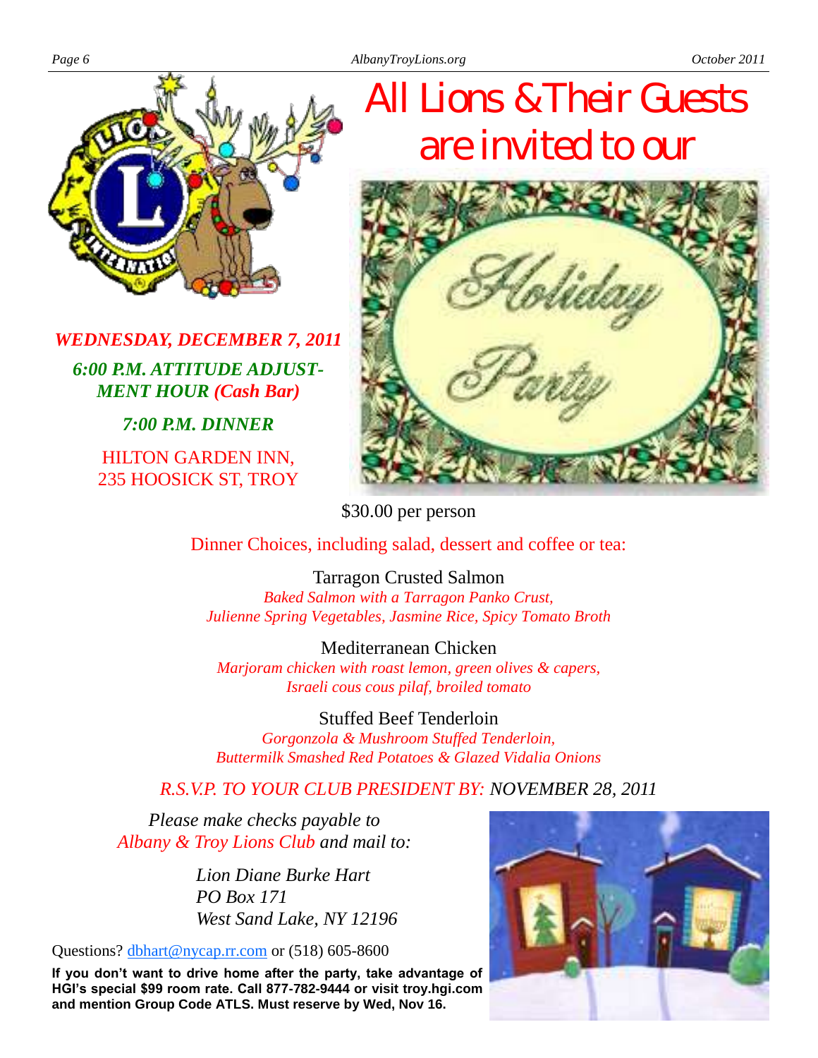# All Lions & Their Guests are invited to our

Holiday Party

***WEDNESDAY, DECEMBER 7, 2011***

***6:00 P.M. ATTITUDE ADJUSTMENT HOUR (Cash Bar)***

***7:00 P.M. DINNER***

HILTON GARDEN INN,
235 HOOSICK ST, TROY

$30.00 per person

Dinner Choices, including salad, dessert and coffee or tea:

Tarragon Crusted Salmon
*Baked Salmon with a Tarragon Panko Crust,*
*Julienne Spring Vegetables, Jasmine Rice, Spicy Tomato Broth*

Mediterranean Chicken
*Marjoram chicken with roast lemon, green olives & capers,*
*Israeli cous cous pilaf, broiled tomato*

Stuffed Beef Tenderloin
*Gorgonzola & Mushroom Stuffed Tenderloin,*
*Buttermilk Smashed Red Potatoes & Glazed Vidalia Onions*

*R.S.V.P. TO YOUR CLUB PRESIDENT BY: NOVEMBER 28, 2011*

*Please make checks payable to*
*Albany & Troy Lions Club and mail to:*

*Lion Diane Burke Hart*
*PO Box 171*
*West Sand Lake, NY 12196*

Questions? dbhart@nycap.rr.com or (518) 605-8600

**If you don't want to drive home after the party, take advantage of HGI's special $99 room rate. Call 877-782-9444 or visit troy.hgi.com and mention Group Code ATLS. Must reserve by Wed, Nov 16.**